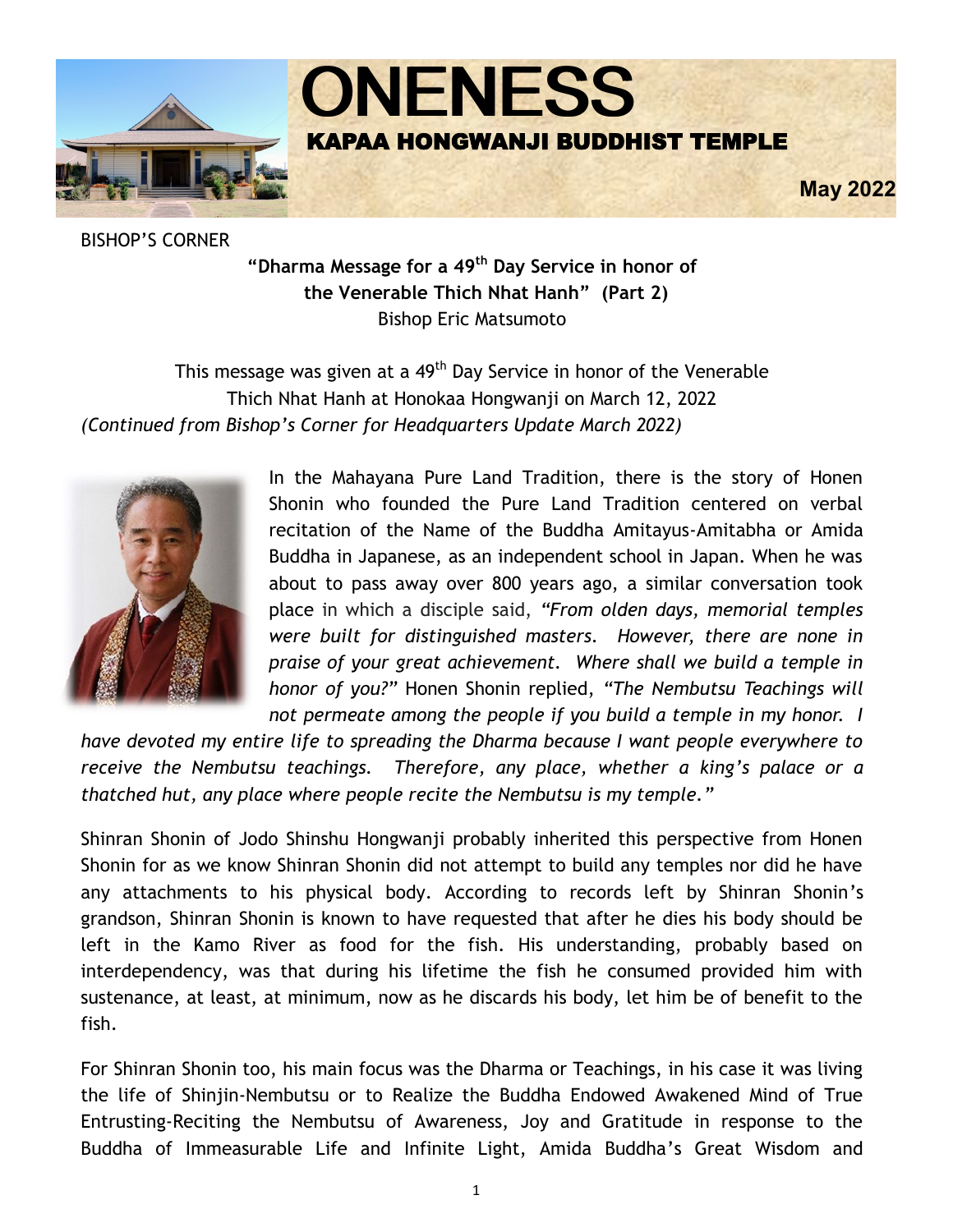# ONENESS

## KAPAA HONGWANJI BUDDHIST TEMPLE

**May 2022**

BISHOP'S CORNER

**"Dharma Message for a 49th Day Service in honor of the Venerable Thich Nhat Hanh" (Part 2)**

Bishop Eric Matsumoto

This message was given at a 49th Day Service in honor of the Venerable Thich Nhat Hanh at Honokaa Hongwanji on March 12, 2022

*(Continued from Bishop's Corner for Headquarters Update March 2022)*

In the Mahayana Pure Land Tradition, there is the story of Honen Shonin who founded the Pure Land Tradition centered on verbal recitation of the Name of the Buddha Amitayus-Amitabha or Amida Buddha in Japanese, as an independent school in Japan. When he was about to pass away over 800 years ago, a similar conversation took place in which a disciple said, *"From olden days, memorial temples were built for distinguished masters. However, there are none in praise of your great achievement. Where shall we build a temple in honor of you?"* Honen Shonin replied, *"The Nembutsu Teachings will not permeate among the people if you build a temple in my honor. I have devoted my entire life to spreading the Dharma because I want people everywhere to receive the Nembutsu teachings. Therefore, any place, whether a king's palace or a thatched hut, any place where people recite the Nembutsu is my temple."*

Shinran Shonin of Jodo Shinshu Hongwanji probably inherited this perspective from Honen Shonin for as we know Shinran Shonin did not attempt to build any temples nor did he have any attachments to his physical body. According to records left by Shinran Shonin's grandson, Shinran Shonin is known to have requested that after he dies his body should be left in the Kamo River as food for the fish. His understanding, probably based on interdependency, was that during his lifetime the fish he consumed provided him with sustenance, at least, at minimum, now as he discards his body, let him be of benefit to the fish.

For Shinran Shonin too, his main focus was the Dharma or Teachings, in his case it was living the life of Shinjin-Nembutsu or to Realize the Buddha Endowed Awakened Mind of True Entrusting-Reciting the Nembutsu of Awareness, Joy and Gratitude in response to the Buddha of Immeasurable Life and Infinite Light, Amida Buddha's Great Wisdom and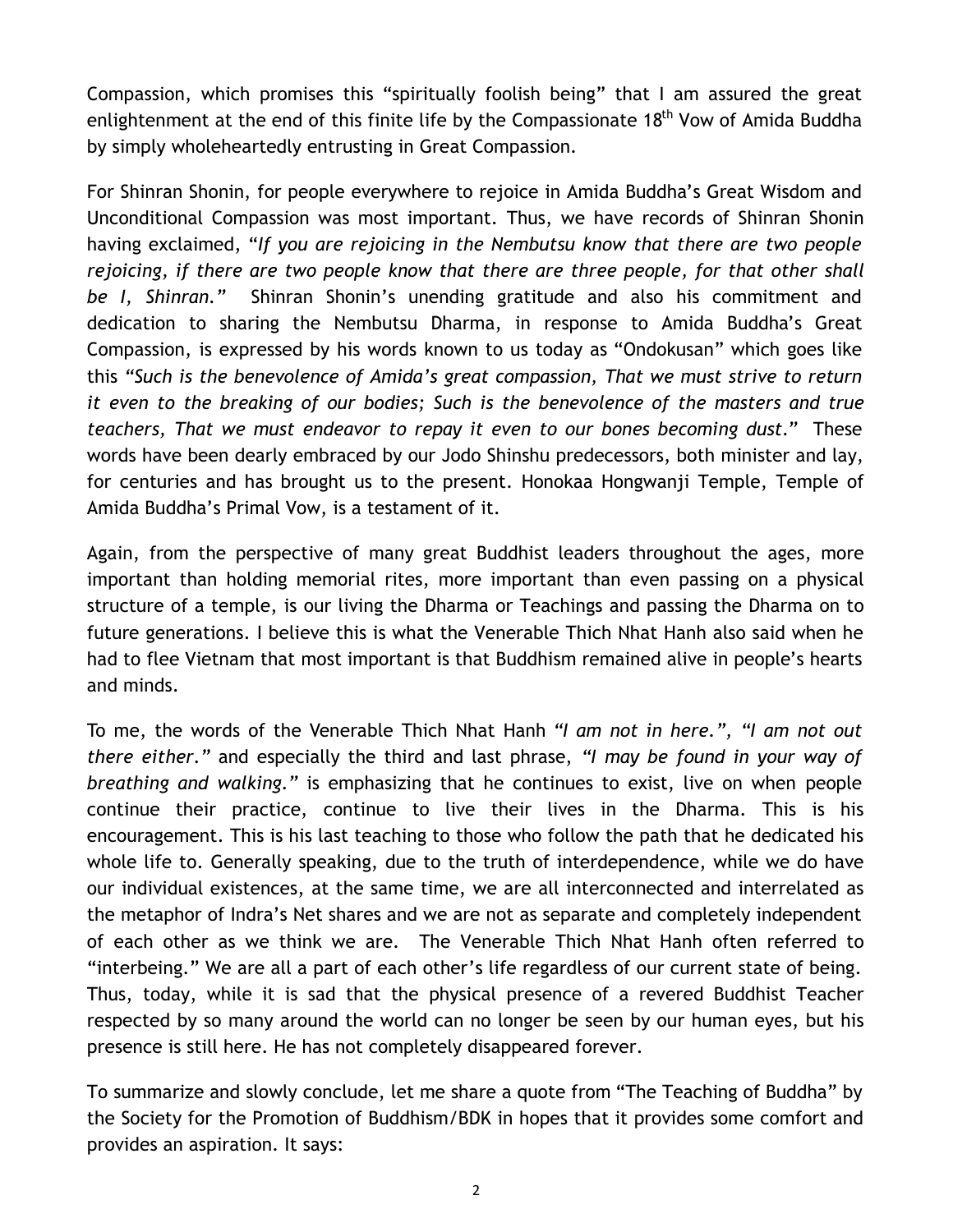Compassion, which promises this "spiritually foolish being" that I am assured the great enlightenment at the end of this finite life by the Compassionate 18th Vow of Amida Buddha by simply wholeheartedly entrusting in Great Compassion.

For Shinran Shonin, for people everywhere to rejoice in Amida Buddha's Great Wisdom and Unconditional Compassion was most important. Thus, we have records of Shinran Shonin having exclaimed, "*If you are rejoicing in the Nembutsu know that there are two people rejoicing, if there are two people know that there are three people, for that other shall be I, Shinran.*" Shinran Shonin's unending gratitude and also his commitment and dedication to sharing the Nembutsu Dharma, in response to Amida Buddha's Great Compassion, is expressed by his words known to us today as "Ondokusan" which goes like this *"Such is the benevolence of Amida's great compassion, That we must strive to return it even to the breaking of our bodies; Such is the benevolence of the masters and true teachers, That we must endeavor to repay it even to our bones becoming dust.*" These words have been dearly embraced by our Jodo Shinshu predecessors, both minister and lay, for centuries and has brought us to the present. Honokaa Hongwanji Temple, Temple of Amida Buddha's Primal Vow, is a testament of it.

Again, from the perspective of many great Buddhist leaders throughout the ages, more important than holding memorial rites, more important than even passing on a physical structure of a temple, is our living the Dharma or Teachings and passing the Dharma on to future generations. I believe this is what the Venerable Thich Nhat Hanh also said when he had to flee Vietnam that most important is that Buddhism remained alive in people's hearts and minds.

To me, the words of the Venerable Thich Nhat Hanh *"I am not in here.", "I am not out there either."* and especially the third and last phrase, *"I may be found in your way of breathing and walking."* is emphasizing that he continues to exist, live on when people continue their practice, continue to live their lives in the Dharma. This is his encouragement. This is his last teaching to those who follow the path that he dedicated his whole life to. Generally speaking, due to the truth of interdependence, while we do have our individual existences, at the same time, we are all interconnected and interrelated as the metaphor of Indra's Net shares and we are not as separate and completely independent of each other as we think we are. The Venerable Thich Nhat Hanh often referred to "interbeing." We are all a part of each other's life regardless of our current state of being. Thus, today, while it is sad that the physical presence of a revered Buddhist Teacher respected by so many around the world can no longer be seen by our human eyes, but his presence is still here. He has not completely disappeared forever.

To summarize and slowly conclude, let me share a quote from "The Teaching of Buddha" by the Society for the Promotion of Buddhism/BDK in hopes that it provides some comfort and provides an aspiration. It says: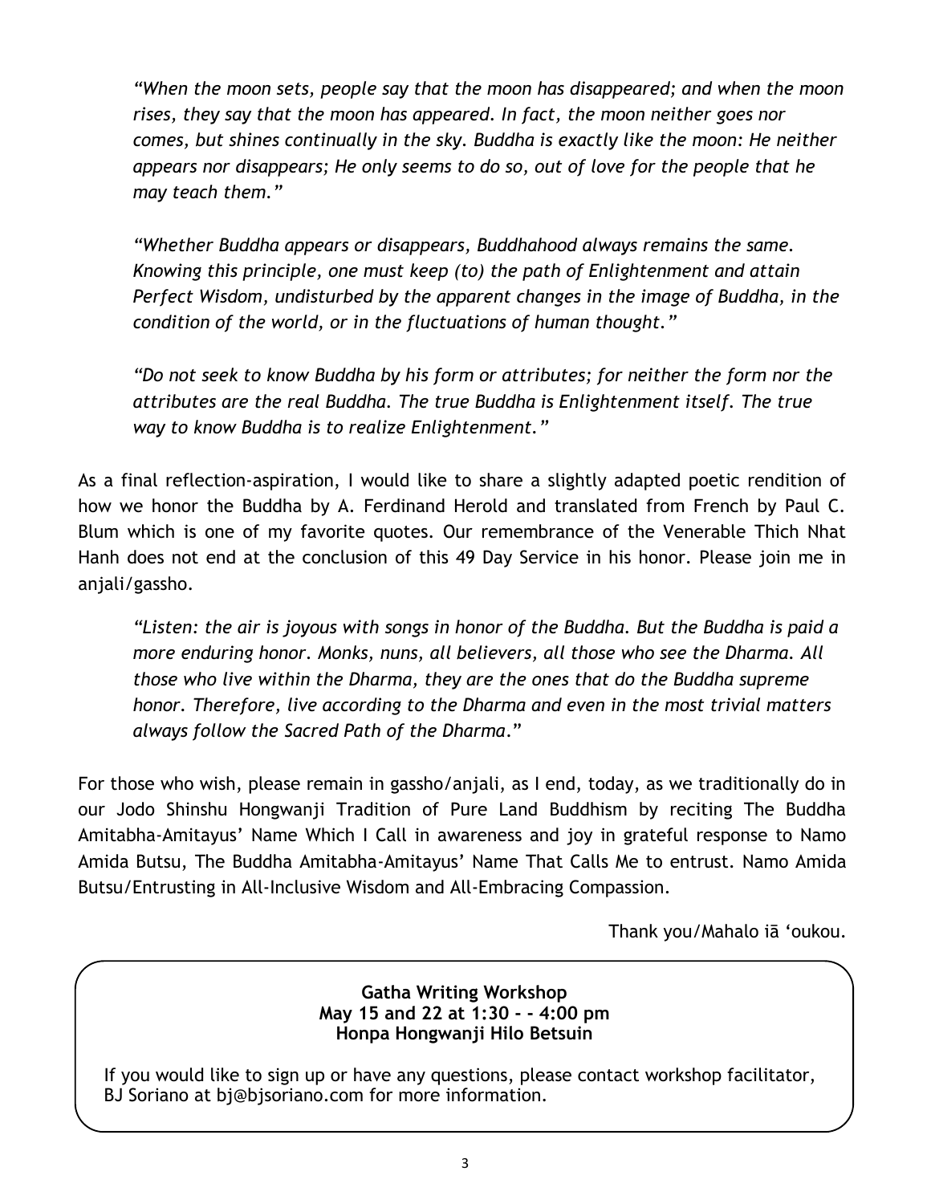*"When the moon sets, people say that the moon has disappeared; and when the moon rises, they say that the moon has appeared. In fact, the moon neither goes nor comes, but shines continually in the sky. Buddha is exactly like the moon: He neither appears nor disappears; He only seems to do so, out of love for the people that he may teach them."*

*"Whether Buddha appears or disappears, Buddhahood always remains the same. Knowing this principle, one must keep (to) the path of Enlightenment and attain Perfect Wisdom, undisturbed by the apparent changes in the image of Buddha, in the condition of the world, or in the fluctuations of human thought."*

*"Do not seek to know Buddha by his form or attributes; for neither the form nor the attributes are the real Buddha. The true Buddha is Enlightenment itself. The true way to know Buddha is to realize Enlightenment."*

As a final reflection-aspiration, I would like to share a slightly adapted poetic rendition of how we honor the Buddha by A. Ferdinand Herold and translated from French by Paul C. Blum which is one of my favorite quotes. Our remembrance of the Venerable Thich Nhat Hanh does not end at the conclusion of this 49 Day Service in his honor. Please join me in anjali/gassho.

*"Listen: the air is joyous with songs in honor of the Buddha. But the Buddha is paid a more enduring honor. Monks, nuns, all believers, all those who see the Dharma. All those who live within the Dharma, they are the ones that do the Buddha supreme honor. Therefore, live according to the Dharma and even in the most trivial matters always follow the Sacred Path of the Dharma."*

For those who wish, please remain in gassho/anjali, as I end, today, as we traditionally do in our Jodo Shinshu Hongwanji Tradition of Pure Land Buddhism by reciting The Buddha Amitabha-Amitayus' Name Which I Call in awareness and joy in grateful response to Namo Amida Butsu, The Buddha Amitabha-Amitayus' Name That Calls Me to entrust. Namo Amida Butsu/Entrusting in All-Inclusive Wisdom and All-Embracing Compassion.

Thank you/Mahalo iā 'oukou.

**Gatha Writing Workshop**
**May 15 and 22 at 1:30 - - 4:00 pm**
**Honpa Hongwanji Hilo Betsuin**

If you would like to sign up or have any questions, please contact workshop facilitator, BJ Soriano at bj@bjsoriano.com for more information.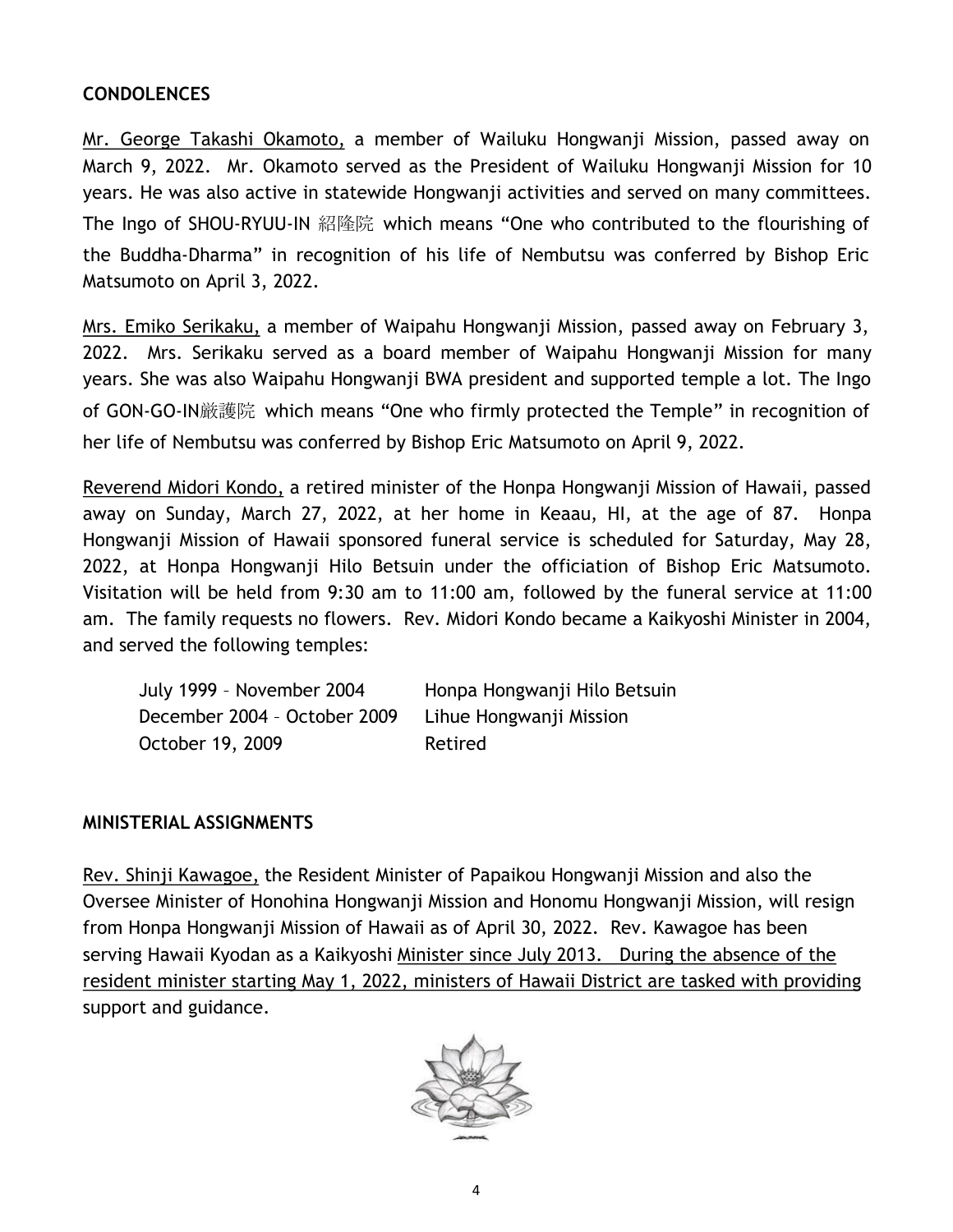## CONDOLENCES

Mr. George Takashi Okamoto, a member of Wailuku Hongwanji Mission, passed away on March 9, 2022. Mr. Okamoto served as the President of Wailuku Hongwanji Mission for 10 years. He was also active in statewide Hongwanji activities and served on many committees. The Ingo of SHOU-RYUU-IN 紹隆院 which means "One who contributed to the flourishing of the Buddha-Dharma" in recognition of his life of Nembutsu was conferred by Bishop Eric Matsumoto on April 3, 2022.

Mrs. Emiko Serikaku, a member of Waipahu Hongwanji Mission, passed away on February 3, 2022. Mrs. Serikaku served as a board member of Waipahu Hongwanji Mission for many years. She was also Waipahu Hongwanji BWA president and supported temple a lot. The Ingo of GON-GO-IN厳護院 which means "One who firmly protected the Temple" in recognition of her life of Nembutsu was conferred by Bishop Eric Matsumoto on April 9, 2022.

Reverend Midori Kondo, a retired minister of the Honpa Hongwanji Mission of Hawaii, passed away on Sunday, March 27, 2022, at her home in Keaau, HI, at the age of 87. Honpa Hongwanji Mission of Hawaii sponsored funeral service is scheduled for Saturday, May 28, 2022, at Honpa Hongwanji Hilo Betsuin under the officiation of Bishop Eric Matsumoto. Visitation will be held from 9:30 am to 11:00 am, followed by the funeral service at 11:00 am. The family requests no flowers. Rev. Midori Kondo became a Kaikyoshi Minister in 2004, and served the following temples:

| | |
|---|---|
| July 1999 – November 2004 | Honpa Hongwanji Hilo Betsuin |
| December 2004 – October 2009 | Lihue Hongwanji Mission |
| October 19, 2009 | Retired |

## MINISTERIAL ASSIGNMENTS

Rev. Shinji Kawagoe, the Resident Minister of Papaikou Hongwanji Mission and also the Oversee Minister of Honohina Hongwanji Mission and Honomu Hongwanji Mission, will resign from Honpa Hongwanji Mission of Hawaii as of April 30, 2022. Rev. Kawagoe has been serving Hawaii Kyodan as a Kaikyoshi Minister since July 2013. During the absence of the resident minister starting May 1, 2022, ministers of Hawaii District are tasked with providing support and guidance.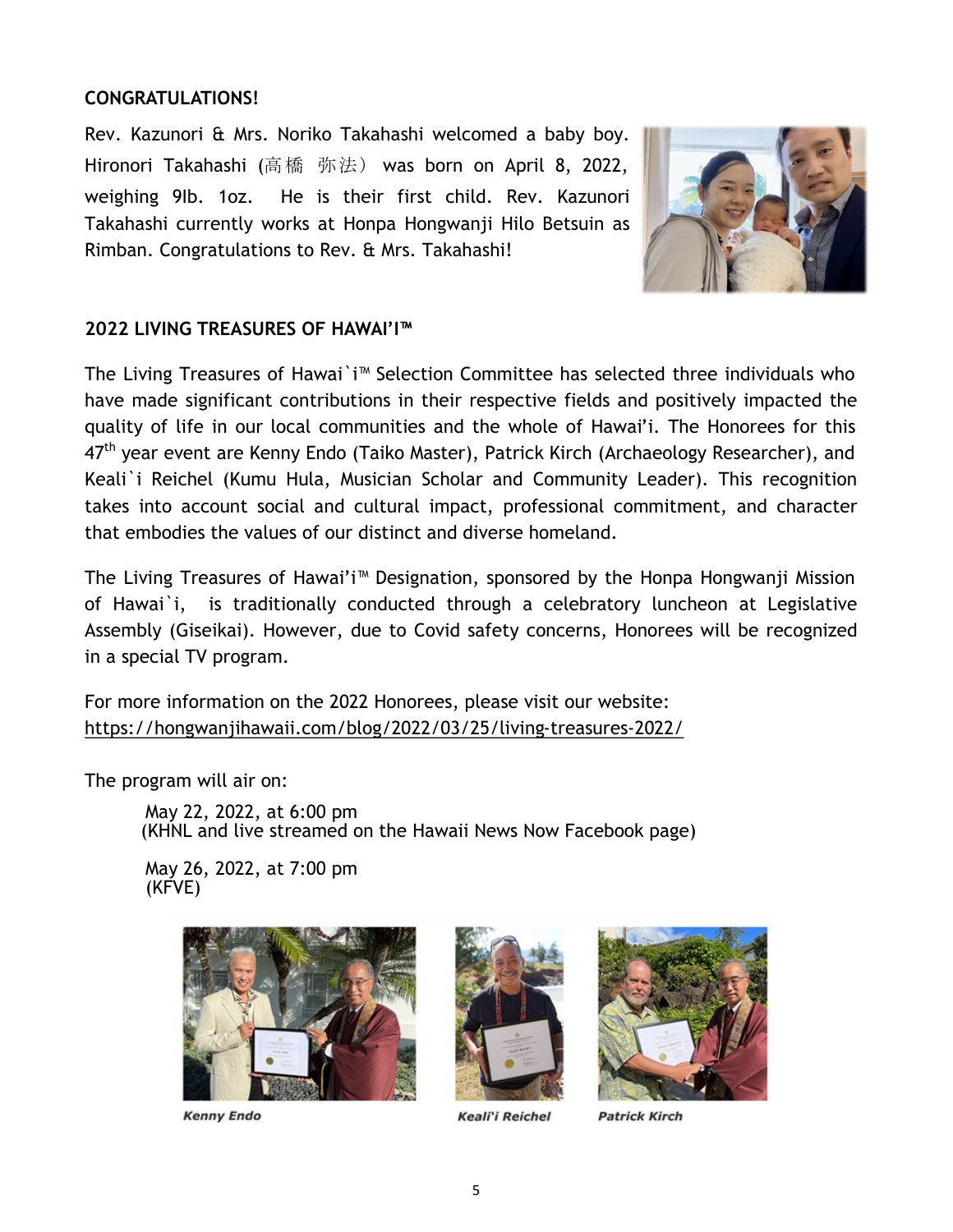**CONGRATULATIONS!**

Rev. Kazunori & Mrs. Noriko Takahashi welcomed a baby boy. Hironori Takahashi (高橋　弥法) was born on April 8, 2022, weighing 9lb. 1oz. He is their first child. Rev. Kazunori Takahashi currently works at Honpa Hongwanji Hilo Betsuin as Rimban. Congratulations to Rev. & Mrs. Takahashi!

**2022 LIVING TREASURES OF HAWAI'I™**

The Living Treasures of Hawai`i™ Selection Committee has selected three individuals who have made significant contributions in their respective fields and positively impacted the quality of life in our local communities and the whole of Hawai'i. The Honorees for this 47th year event are Kenny Endo (Taiko Master), Patrick Kirch (Archaeology Researcher), and Keali`i Reichel (Kumu Hula, Musician Scholar and Community Leader). This recognition takes into account social and cultural impact, professional commitment, and character that embodies the values of our distinct and diverse homeland.

The Living Treasures of Hawai'i™ Designation, sponsored by the Honpa Hongwanji Mission of Hawai`i, is traditionally conducted through a celebratory luncheon at Legislative Assembly (Giseikai). However, due to Covid safety concerns, Honorees will be recognized in a special TV program.

For more information on the 2022 Honorees, please visit our website:
https://hongwanjihawaii.com/blog/2022/03/25/living-treasures-2022/

The program will air on:

> May 22, 2022, at 6:00 pm
> (KHNL and live streamed on the Hawaii News Now Facebook page)
>
> May 26, 2022, at 7:00 pm
> (KFVE)

*Kenny Endo*

*Keali'i Reichel*

*Patrick Kirch*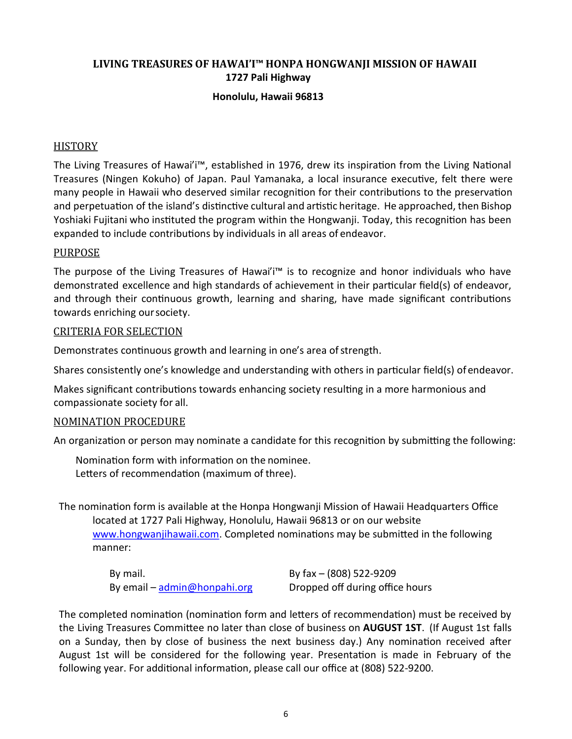# LIVING TREASURES OF HAWAI'I™ HONPA HONGWANJI MISSION OF HAWAII

**1727 Pali Highway**

**Honolulu, Hawaii 96813**

## HISTORY

The Living Treasures of Hawai'i™, established in 1976, drew its inspiration from the Living National Treasures (Ningen Kokuho) of Japan. Paul Yamanaka, a local insurance executive, felt there were many people in Hawaii who deserved similar recognition for their contributions to the preservation and perpetuation of the island's distinctive cultural and artistic heritage. He approached, then Bishop Yoshiaki Fujitani who instituted the program within the Hongwanji. Today, this recognition has been expanded to include contributions by individuals in all areas of endeavor.

## PURPOSE

The purpose of the Living Treasures of Hawai'i™ is to recognize and honor individuals who have demonstrated excellence and high standards of achievement in their particular field(s) of endeavor, and through their continuous growth, learning and sharing, have made significant contributions towards enriching our society.

## CRITERIA FOR SELECTION

Demonstrates continuous growth and learning in one's area of strength.

Shares consistently one's knowledge and understanding with others in particular field(s) of endeavor.

Makes significant contributions towards enhancing society resulting in a more harmonious and compassionate society for all.

## NOMINATION PROCEDURE

An organization or person may nominate a candidate for this recognition by submitting the following:

Nomination form with information on the nominee.
Letters of recommendation (maximum of three).

The nomination form is available at the Honpa Hongwanji Mission of Hawaii Headquarters Office located at 1727 Pali Highway, Honolulu, Hawaii 96813 or on our website [www.hongwanjihawaii.com](http://www.hongwanjihawaii.com). Completed nominations may be submitted in the following manner:

By mail.
By email – [admin@honpahi.org](mailto:admin@honpahi.org)
By fax – (808) 522-9209
Dropped off during office hours

The completed nomination (nomination form and letters of recommendation) must be received by the Living Treasures Committee no later than close of business on **AUGUST 1ST**. (If August 1st falls on a Sunday, then by close of business the next business day.) Any nomination received after August 1st will be considered for the following year. Presentation is made in February of the following year. For additional information, please call our office at (808) 522-9200.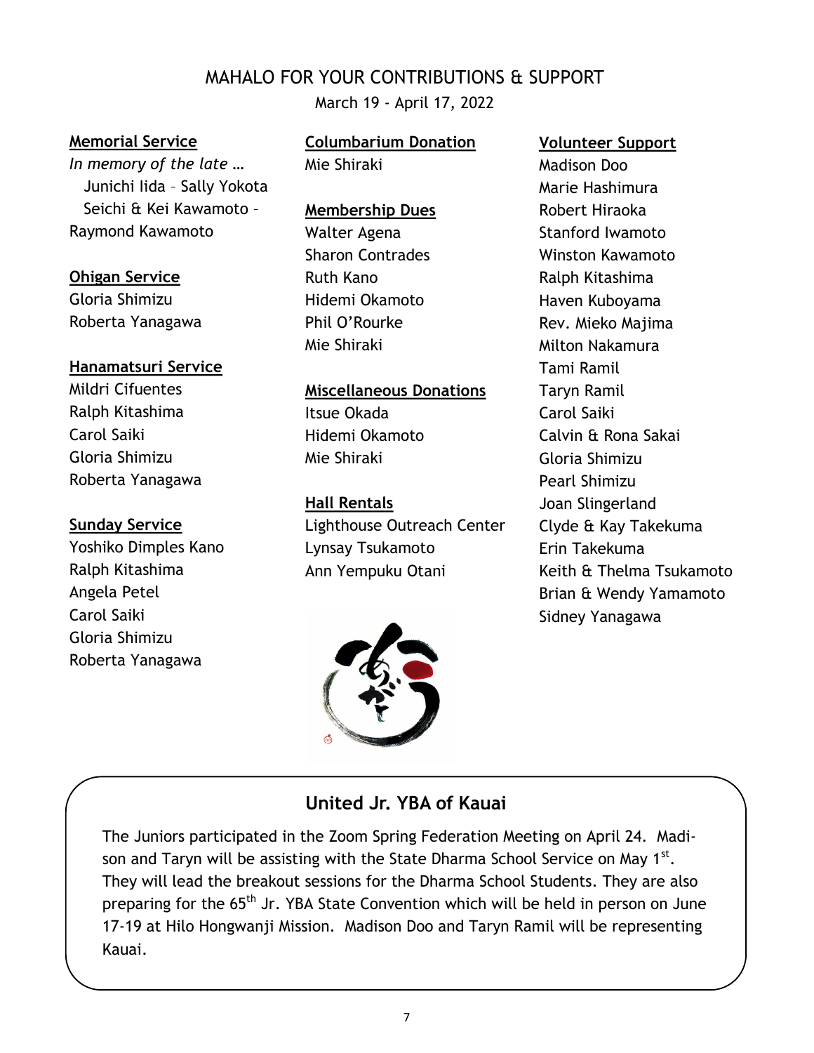# MAHALO FOR YOUR CONTRIBUTIONS & SUPPORT

March 19 - April 17, 2022

**Memorial Service**

*In memory of the late …*

Junichi Iida – Sally Yokota

Seichi & Kei Kawamoto – Raymond Kawamoto

**Ohigan Service**

Gloria Shimizu

Roberta Yanagawa

**Hanamatsuri Service**

Mildri Cifuentes

Ralph Kitashima

Carol Saiki

Gloria Shimizu

Roberta Yanagawa

**Sunday Service**

Yoshiko Dimples Kano

Ralph Kitashima

Angela Petel

Carol Saiki

Gloria Shimizu

Roberta Yanagawa

**Columbarium Donation**

Mie Shiraki

**Membership Dues**

Walter Agena

Sharon Contrades

Ruth Kano

Hidemi Okamoto

Phil O'Rourke

Mie Shiraki

**Miscellaneous Donations**

Itsue Okada

Hidemi Okamoto

Mie Shiraki

**Hall Rentals**

Lighthouse Outreach Center

Lynsay Tsukamoto

Ann Yempuku Otani

**Volunteer Support**

Madison Doo

Marie Hashimura

Robert Hiraoka

Stanford Iwamoto

Winston Kawamoto

Ralph Kitashima

Haven Kuboyama

Rev. Mieko Majima

Milton Nakamura

Tami Ramil

Taryn Ramil

Carol Saiki

Calvin & Rona Sakai

Gloria Shimizu

Pearl Shimizu

Joan Slingerland

Clyde & Kay Takekuma

Erin Takekuma

Keith & Thelma Tsukamoto

Brian & Wendy Yamamoto

Sidney Yanagawa

## United Jr. YBA of Kauai

The Juniors participated in the Zoom Spring Federation Meeting on April 24. Madison and Taryn will be assisting with the State Dharma School Service on May 1st. They will lead the breakout sessions for the Dharma School Students. They are also preparing for the 65th Jr. YBA State Convention which will be held in person on June 17-19 at Hilo Hongwanji Mission. Madison Doo and Taryn Ramil will be representing Kauai.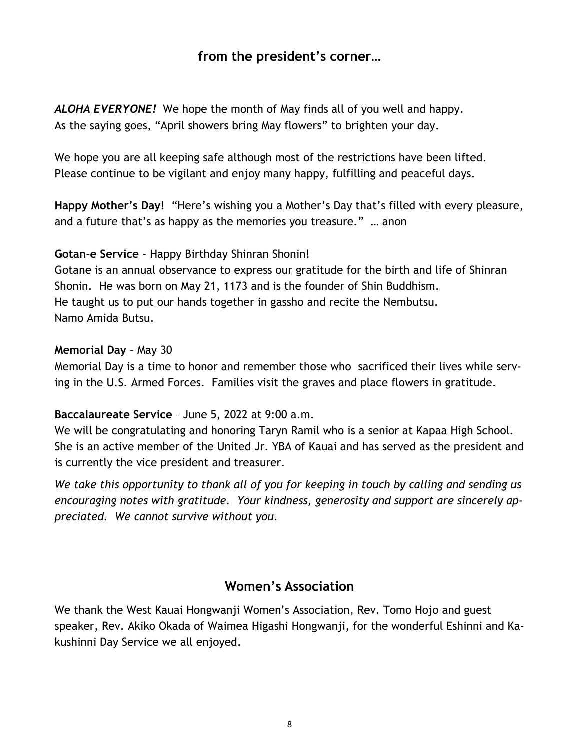## from the president's corner…

***ALOHA EVERYONE!*** We hope the month of May finds all of you well and happy. As the saying goes, "April showers bring May flowers" to brighten your day.

We hope you are all keeping safe although most of the restrictions have been lifted. Please continue to be vigilant and enjoy many happy, fulfilling and peaceful days.

**Happy Mother's Day!** "Here's wishing you a Mother's Day that's filled with every pleasure, and a future that's as happy as the memories you treasure." … anon

**Gotan-e Service** - Happy Birthday Shinran Shonin!
Gotane is an annual observance to express our gratitude for the birth and life of Shinran Shonin. He was born on May 21, 1173 and is the founder of Shin Buddhism. He taught us to put our hands together in gassho and recite the Nembutsu. Namo Amida Butsu.

**Memorial Day** – May 30
Memorial Day is a time to honor and remember those who sacrificed their lives while serving in the U.S. Armed Forces. Families visit the graves and place flowers in gratitude.

**Baccalaureate Service** – June 5, 2022 at 9:00 a.m.
We will be congratulating and honoring Taryn Ramil who is a senior at Kapaa High School. She is an active member of the United Jr. YBA of Kauai and has served as the president and is currently the vice president and treasurer.

*We take this opportunity to thank all of you for keeping in touch by calling and sending us encouraging notes with gratitude. Your kindness, generosity and support are sincerely appreciated. We cannot survive without you.*

## Women's Association

We thank the West Kauai Hongwanji Women's Association, Rev. Tomo Hojo and guest speaker, Rev. Akiko Okada of Waimea Higashi Hongwanji, for the wonderful Eshinni and Kakushinni Day Service we all enjoyed.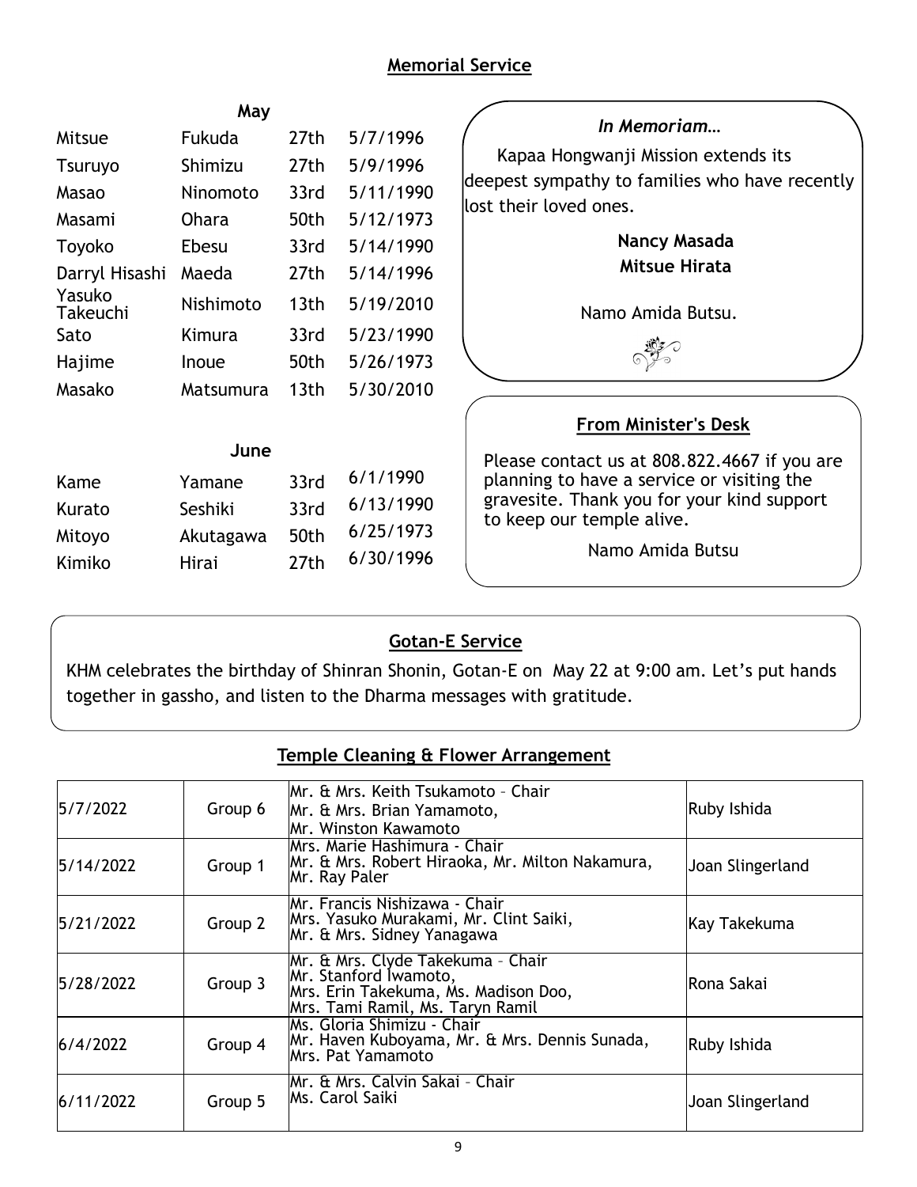## Memorial Service

**May**

| | | | |
|---|---|---|---|
| Mitsue | Fukuda | 27th | 5/7/1996 |
| Tsuruyo | Shimizu | 27th | 5/9/1996 |
| Masao | Ninomoto | 33rd | 5/11/1990 |
| Masami | Ohara | 50th | 5/12/1973 |
| Toyoko | Ebesu | 33rd | 5/14/1990 |
| Darryl Hisashi | Maeda | 27th | 5/14/1996 |
| Yasuko Takeuchi | Nishimoto | 13th | 5/19/2010 |
| Sato | Kimura | 33rd | 5/23/1990 |
| Hajime | Inoue | 50th | 5/26/1973 |
| Masako | Matsumura | 13th | 5/30/2010 |

**June**

| | | | |
|---|---|---|---|
| Kame | Yamane | 33rd | 6/1/1990 |
| Kurato | Seshiki | 33rd | 6/13/1990 |
| Mitoyo | Akutagawa | 50th | 6/25/1973 |
| Kimiko | Hirai | 27th | 6/30/1996 |

*In Memoriam…*

Kapaa Hongwanji Mission extends its deepest sympathy to families who have recently lost their loved ones.

**Nancy Masada**
**Mitsue Hirata**

Namo Amida Butsu.

### From Minister's Desk

Please contact us at 808.822.4667 if you are planning to have a service or visiting the gravesite. Thank you for your kind support to keep our temple alive.

Namo Amida Butsu

## Gotan-E Service

KHM celebrates the birthday of Shinran Shonin, Gotan-E on May 22 at 9:00 am. Let's put hands together in gassho, and listen to the Dharma messages with gratitude.

## Temple Cleaning & Flower Arrangement

| | | | |
|---|---|---|---|
| 5/7/2022 | Group 6 | Mr. & Mrs. Keith Tsukamoto – Chair<br>Mr. & Mrs. Brian Yamamoto,<br>Mr. Winston Kawamoto | Ruby Ishida |
| 5/14/2022 | Group 1 | Mrs. Marie Hashimura - Chair<br>Mr. & Mrs. Robert Hiraoka, Mr. Milton Nakamura,<br>Mr. Ray Paler | Joan Slingerland |
| 5/21/2022 | Group 2 | Mr. Francis Nishizawa - Chair<br>Mrs. Yasuko Murakami, Mr. Clint Saiki,<br>Mr. & Mrs. Sidney Yanagawa | Kay Takekuma |
| 5/28/2022 | Group 3 | Mr. & Mrs. Clyde Takekuma – Chair<br>Mr. Stanford Iwamoto,<br>Mrs. Erin Takekuma, Ms. Madison Doo,<br>Mrs. Tami Ramil, Ms. Taryn Ramil | Rona Sakai |
| 6/4/2022 | Group 4 | Ms. Gloria Shimizu - Chair<br>Mr. Haven Kuboyama, Mr. & Mrs. Dennis Sunada,<br>Mrs. Pat Yamamoto | Ruby Ishida |
| 6/11/2022 | Group 5 | Mr. & Mrs. Calvin Sakai – Chair<br>Ms. Carol Saiki | Joan Slingerland |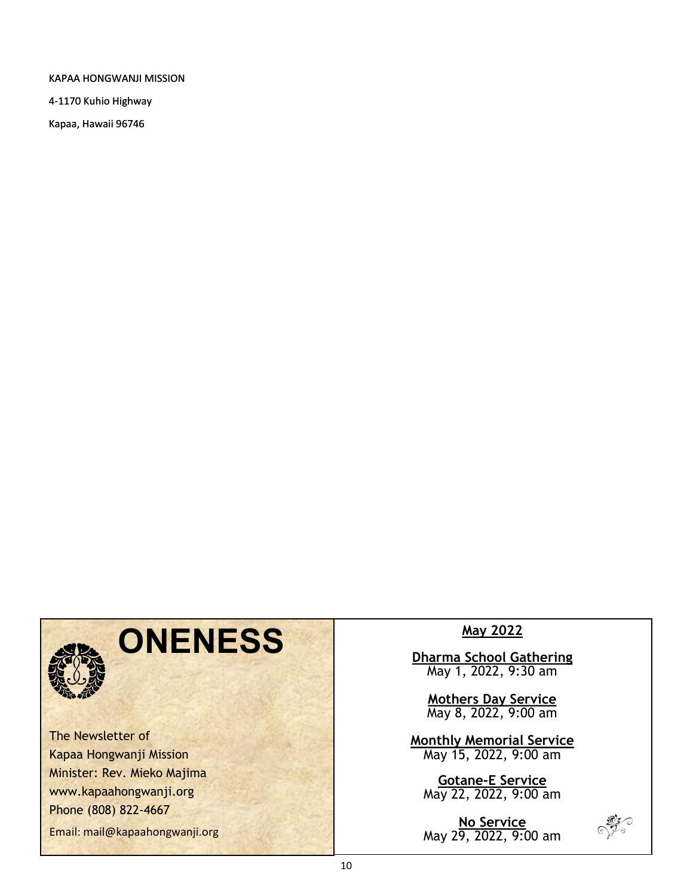KAPAA HONGWANJI MISSION

4-1170 Kuhio Highway

Kapaa, Hawaii 96746

# ONENESS

The Newsletter of
Kapaa Hongwanji Mission
Minister: Rev. Mieko Majima
www.kapaahongwanji.org
Phone (808) 822-4667
Email: mail@kapaahongwanji.org

## May 2022

**Dharma School Gathering**
May 1, 2022, 9:30 am

**Mothers Day Service**
May 8, 2022, 9:00 am

**Monthly Memorial Service**
May 15, 2022, 9:00 am

**Gotane-E Service**
May 22, 2022, 9:00 am

**No Service**
May 29, 2022, 9:00 am